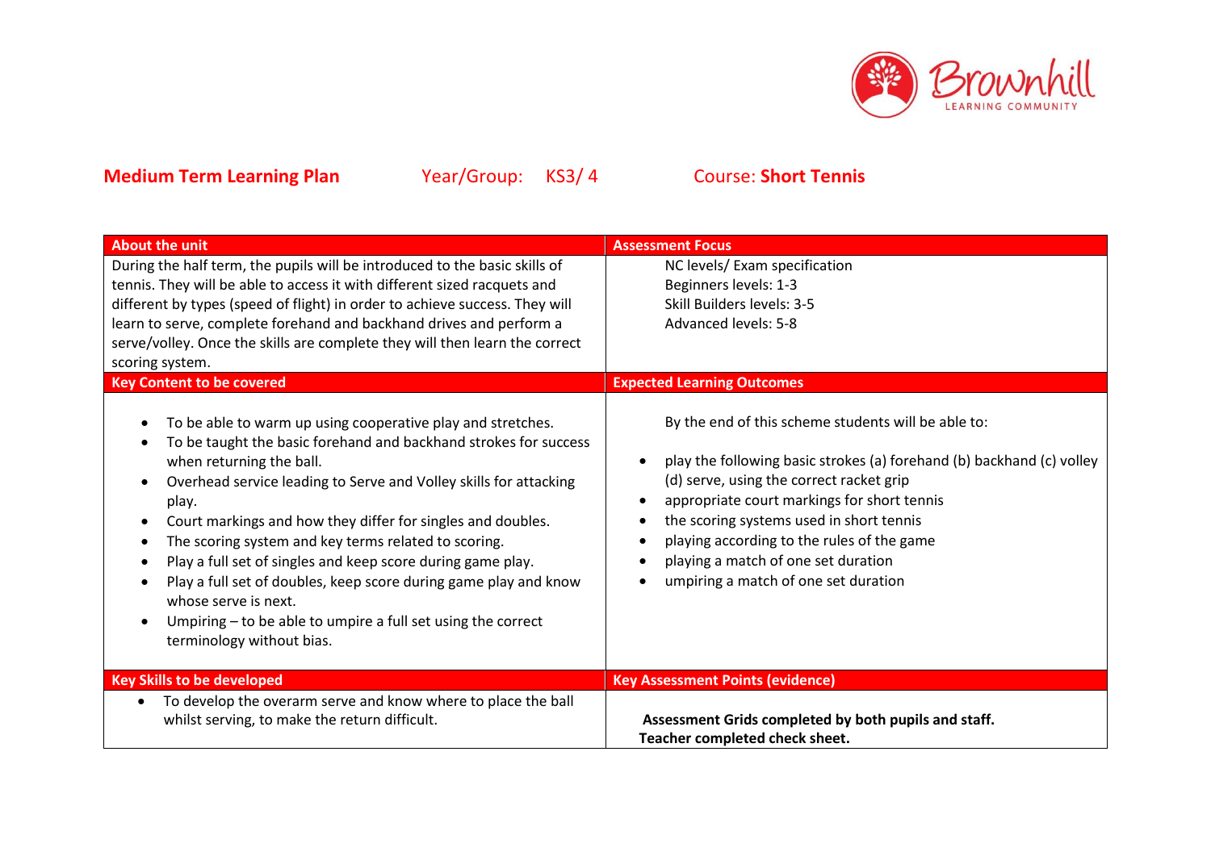Brownhill
LEARNING COMMUNITY

**Medium Term Learning Plan** Year/Group: KS3/ 4 Course: **Short Tennis**

| About the unit | Assessment Focus |
|---|---|
| During the half term, the pupils will be introduced to the basic skills of tennis. They will be able to access it with different sized racquets and different by types (speed of flight) in order to achieve success. They will learn to serve, complete forehand and backhand drives and perform a serve/volley. Once the skills are complete they will then learn the correct scoring system. | NC levels/ Exam specification<br>Beginners levels: 1-3<br>Skill Builders levels: 3-5<br>Advanced levels: 5-8 |
| **Key Content to be covered** | **Expected Learning Outcomes** |
| • To be able to warm up using cooperative play and stretches.<br>• To be taught the basic forehand and backhand strokes for success when returning the ball.<br>• Overhead service leading to Serve and Volley skills for attacking play.<br>• Court markings and how they differ for singles and doubles.<br>• The scoring system and key terms related to scoring.<br>• Play a full set of singles and keep score during game play.<br>• Play a full set of doubles, keep score during game play and know whose serve is next.<br>• Umpiring – to be able to umpire a full set using the correct terminology without bias. | By the end of this scheme students will be able to:<br><br>• play the following basic strokes (a) forehand (b) backhand (c) volley (d) serve, using the correct racket grip<br>• appropriate court markings for short tennis<br>• the scoring systems used in short tennis<br>• playing according to the rules of the game<br>• playing a match of one set duration<br>• umpiring a match of one set duration |
| **Key Skills to be developed** | **Key Assessment Points (evidence)** |
| • To develop the overarm serve and know where to place the ball whilst serving, to make the return difficult. | **Assessment Grids completed by both pupils and staff.**<br>**Teacher completed check sheet.** |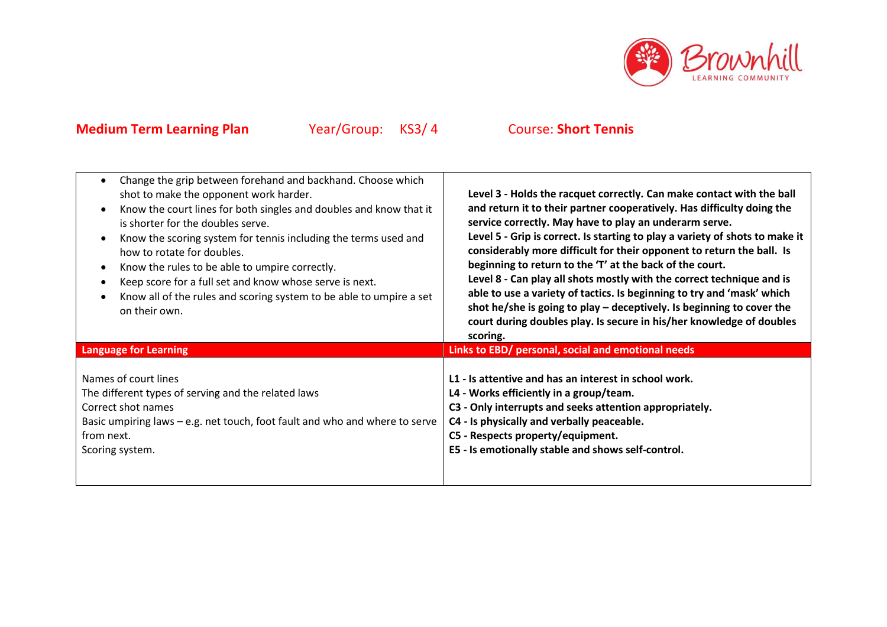**Medium Term Learning Plan** Year/Group: KS3/ 4 Course: **Short Tennis**

| | |
|---|---|
| • Change the grip between forehand and backhand. Choose which shot to make the opponent work harder.<br>• Know the court lines for both singles and doubles and know that it is shorter for the doubles serve.<br>• Know the scoring system for tennis including the terms used and how to rotate for doubles.<br>• Know the rules to be able to umpire correctly.<br>• Keep score for a full set and know whose serve is next.<br>• Know all of the rules and scoring system to be able to umpire a set on their own. | **Level 3 - Holds the racquet correctly. Can make contact with the ball and return it to their partner cooperatively. Has difficulty doing the service correctly. May have to play an underarm serve.**<br>**Level 5 - Grip is correct. Is starting to play a variety of shots to make it considerably more difficult for their opponent to return the ball. Is beginning to return to the 'T' at the back of the court.**<br>**Level 8 - Can play all shots mostly with the correct technique and is able to use a variety of tactics. Is beginning to try and 'mask' which shot he/she is going to play – deceptively. Is beginning to cover the court during doubles play. Is secure in his/her knowledge of doubles scoring.** |
| **Language for Learning** | **Links to EBD/ personal, social and emotional needs** |
| Names of court lines<br>The different types of serving and the related laws<br>Correct shot names<br>Basic umpiring laws – e.g. net touch, foot fault and who and where to serve from next.<br>Scoring system. | **L1 - Is attentive and has an interest in school work.**<br>**L4 - Works efficiently in a group/team.**<br>**C3 - Only interrupts and seeks attention appropriately.**<br>**C4 - Is physically and verbally peaceable.**<br>**C5 - Respects property/equipment.**<br>**E5 - Is emotionally stable and shows self-control.** |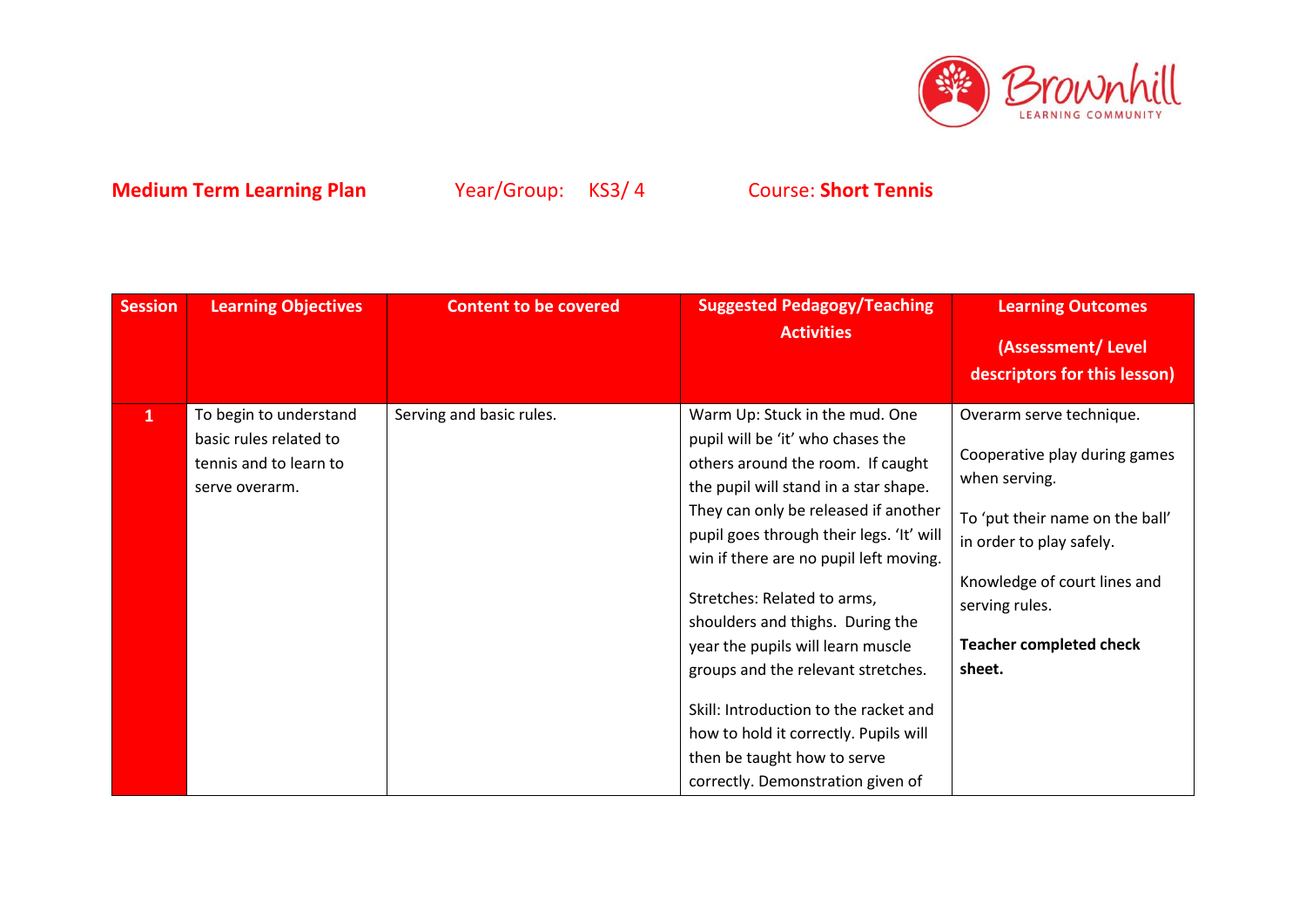**Medium Term Learning Plan** Year/Group: KS3/ 4 Course: **Short Tennis**

| Session | Learning Objectives | Content to be covered | Suggested Pedagogy/Teaching Activities | Learning Outcomes (Assessment/ Level descriptors for this lesson) |
|---|---|---|---|---|
| 1 | To begin to understand basic rules related to tennis and to learn to serve overarm. | Serving and basic rules. | Warm Up: Stuck in the mud. One pupil will be 'it' who chases the others around the room. If caught the pupil will stand in a star shape. They can only be released if another pupil goes through their legs. 'It' will win if there are no pupil left moving.<br><br>Stretches: Related to arms, shoulders and thighs. During the year the pupils will learn muscle groups and the relevant stretches.<br><br>Skill: Introduction to the racket and how to hold it correctly. Pupils will then be taught how to serve correctly. Demonstration given of | Overarm serve technique.<br><br>Cooperative play during games when serving.<br><br>To 'put their name on the ball' in order to play safely.<br><br>Knowledge of court lines and serving rules.<br><br>**Teacher completed check sheet.** |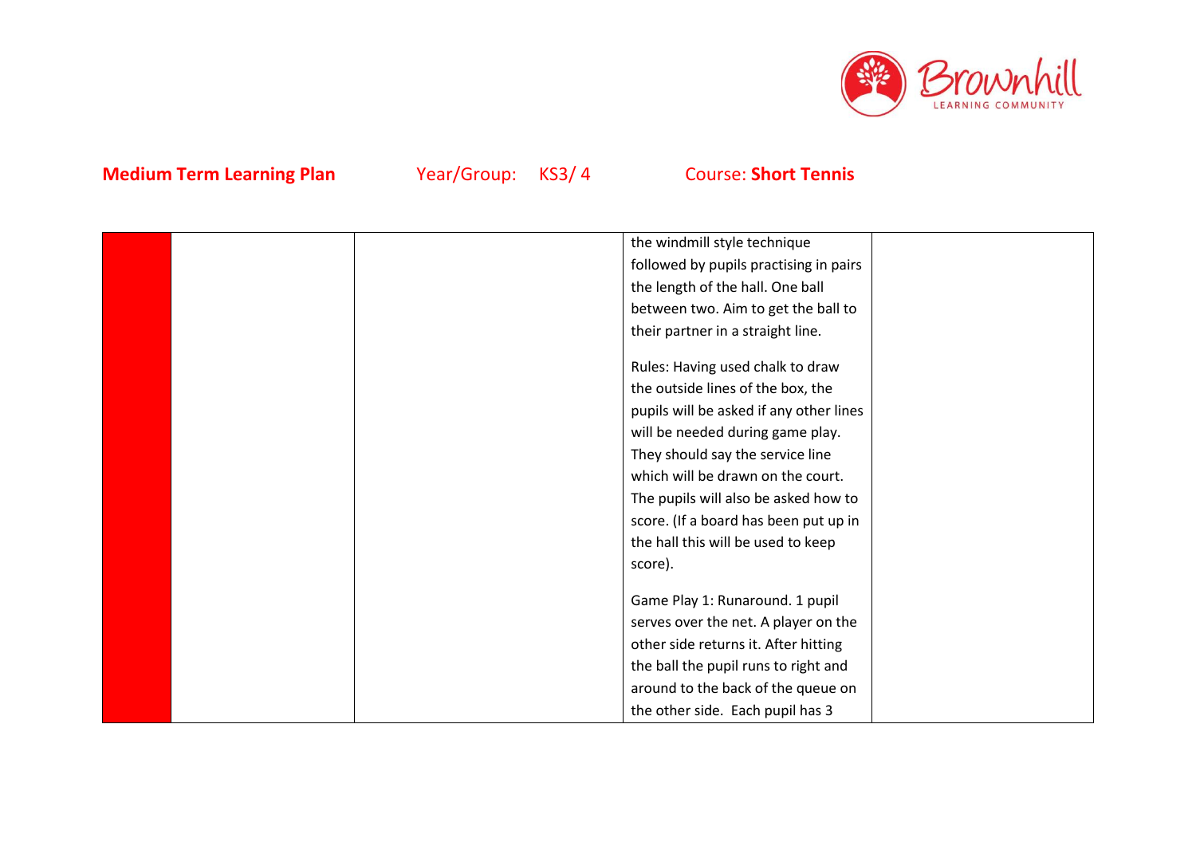| | | | | |
|---|---|---|---|---|
| | | | the windmill style technique followed by pupils practising in pairs the length of the hall. One ball between two. Aim to get the ball to their partner in a straight line.<br><br>Rules: Having used chalk to draw the outside lines of the box, the pupils will be asked if any other lines will be needed during game play. They should say the service line which will be drawn on the court. The pupils will also be asked how to score. (If a board has been put up in the hall this will be used to keep score).<br><br>Game Play 1: Runaround. 1 pupil serves over the net. A player on the other side returns it. After hitting the ball the pupil runs to right and around to the back of the queue on the other side. Each pupil has 3 | |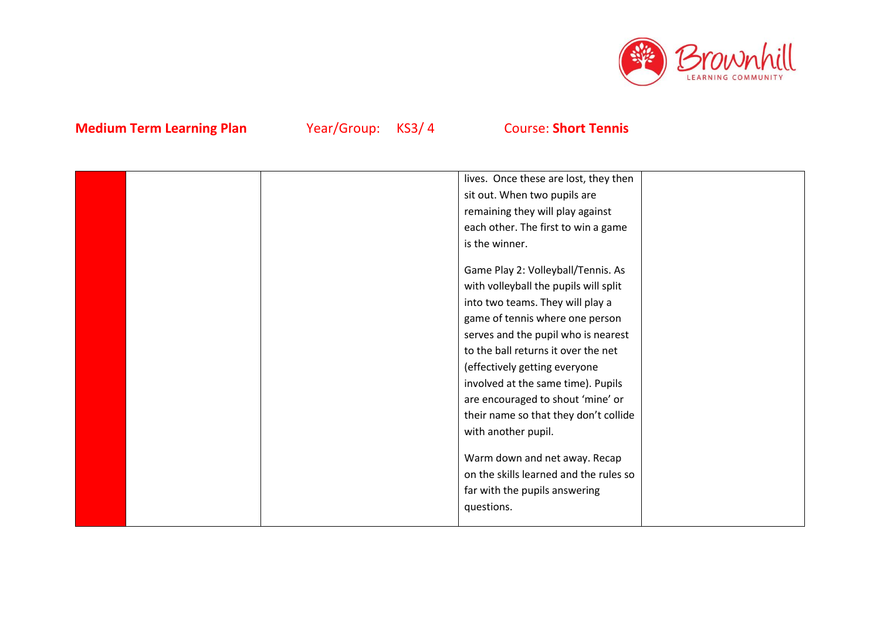**Medium Term Learning Plan** Year/Group: KS3/ 4 Course: **Short Tennis**

| | | | | |
|---|---|---|---|---|
| | | | lives. Once these are lost, they then sit out. When two pupils are remaining they will play against each other. The first to win a game is the winner.<br><br>Game Play 2: Volleyball/Tennis. As with volleyball the pupils will split into two teams. They will play a game of tennis where one person serves and the pupil who is nearest to the ball returns it over the net (effectively getting everyone involved at the same time). Pupils are encouraged to shout 'mine' or their name so that they don't collide with another pupil.<br><br>Warm down and net away. Recap on the skills learned and the rules so far with the pupils answering questions. | |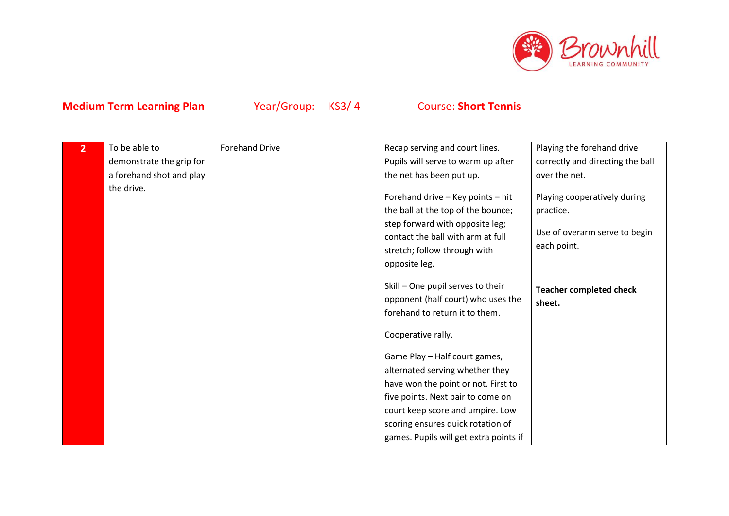**Medium Term Learning Plan** Year/Group: KS3/ 4 Course: **Short Tennis**

| | | | | |
|---|---|---|---|---|
| **2** | To be able to demonstrate the grip for a forehand shot and play the drive. | Forehand Drive | Recap serving and court lines. Pupils will serve to warm up after the net has been put up.<br><br>Forehand drive – Key points – hit the ball at the top of the bounce; step forward with opposite leg; contact the ball with arm at full stretch; follow through with opposite leg.<br><br>Skill – One pupil serves to their opponent (half court) who uses the forehand to return it to them.<br><br>Cooperative rally.<br><br>Game Play – Half court games, alternated serving whether they have won the point or not. First to five points. Next pair to come on court keep score and umpire. Low scoring ensures quick rotation of games. Pupils will get extra points if | Playing the forehand drive correctly and directing the ball over the net.<br><br>Playing cooperatively during practice.<br><br>Use of overarm serve to begin each point.<br><br>**Teacher completed check sheet.** |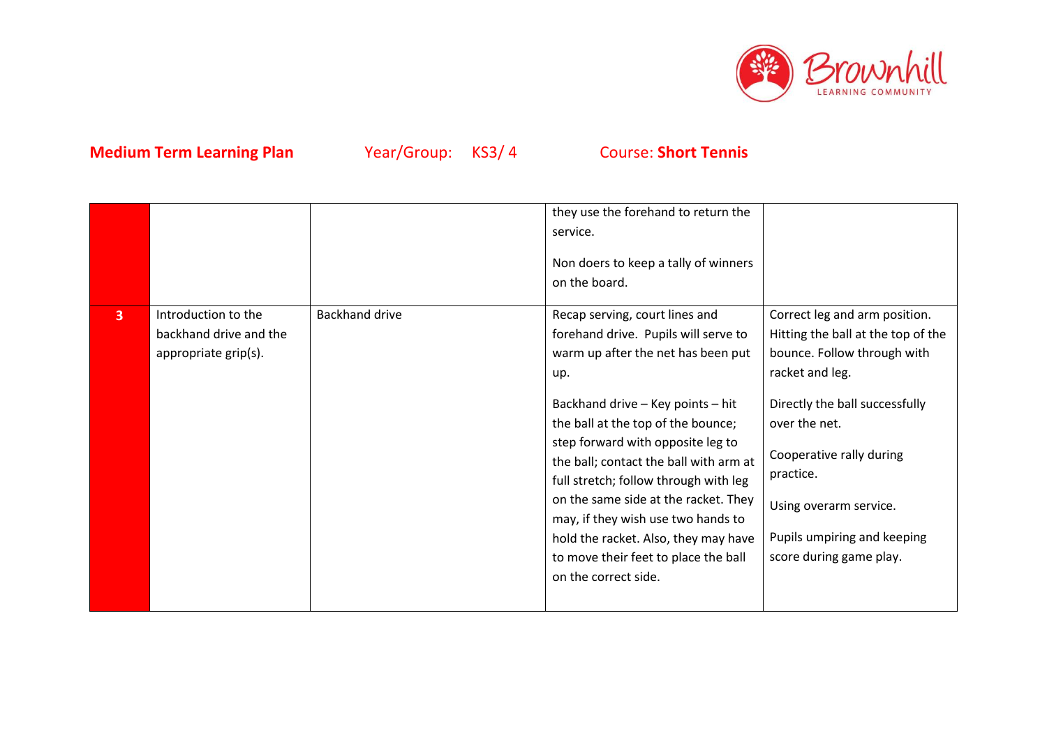**Medium Term Learning Plan** Year/Group: KS3/ 4 Course: **Short Tennis**

| | | | | |
|---|---|---|---|---|
| | | | they use the forehand to return the service.<br><br>Non doers to keep a tally of winners on the board. | |
| 3 | Introduction to the backhand drive and the appropriate grip(s). | Backhand drive | Recap serving, court lines and forehand drive. Pupils will serve to warm up after the net has been put up.<br><br>Backhand drive – Key points – hit the ball at the top of the bounce; step forward with opposite leg to the ball; contact the ball with arm at full stretch; follow through with leg on the same side at the racket. They may, if they wish use two hands to hold the racket. Also, they may have to move their feet to place the ball on the correct side. | Correct leg and arm position. Hitting the ball at the top of the bounce. Follow through with racket and leg.<br><br>Directly the ball successfully over the net.<br><br>Cooperative rally during practice.<br><br>Using overarm service.<br><br>Pupils umpiring and keeping score during game play. |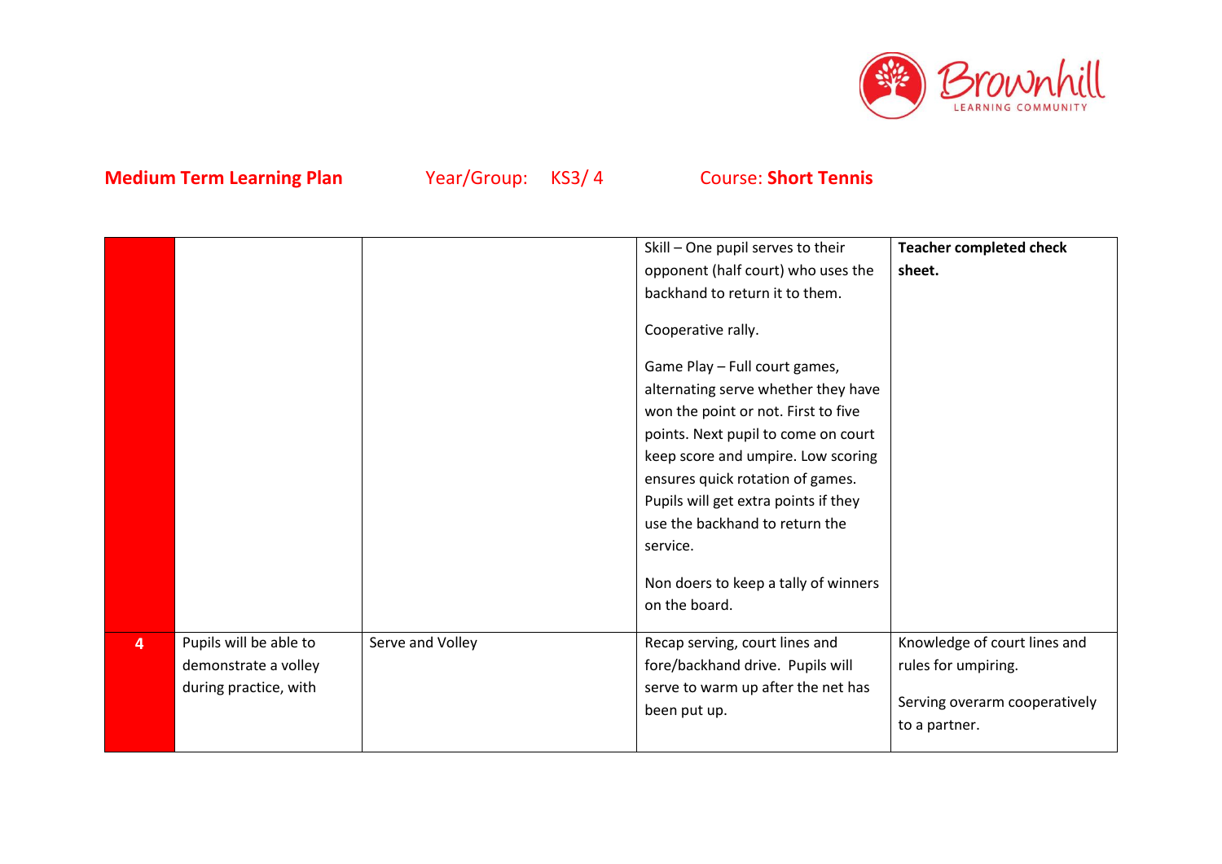**Medium Term Learning Plan** Year/Group: KS3/ 4 Course: **Short Tennis**

| | | | | |
|---|---|---|---|---|
| | | | Skill – One pupil serves to their opponent (half court) who uses the backhand to return it to them.<br><br>Cooperative rally.<br><br>Game Play – Full court games, alternating serve whether they have won the point or not. First to five points. Next pupil to come on court keep score and umpire. Low scoring ensures quick rotation of games. Pupils will get extra points if they use the backhand to return the service.<br><br>Non doers to keep a tally of winners on the board. | **Teacher completed check sheet.** |
| 4 | Pupils will be able to demonstrate a volley during practice, with | Serve and Volley | Recap serving, court lines and fore/backhand drive. Pupils will serve to warm up after the net has been put up. | Knowledge of court lines and rules for umpiring.<br><br>Serving overarm cooperatively to a partner. |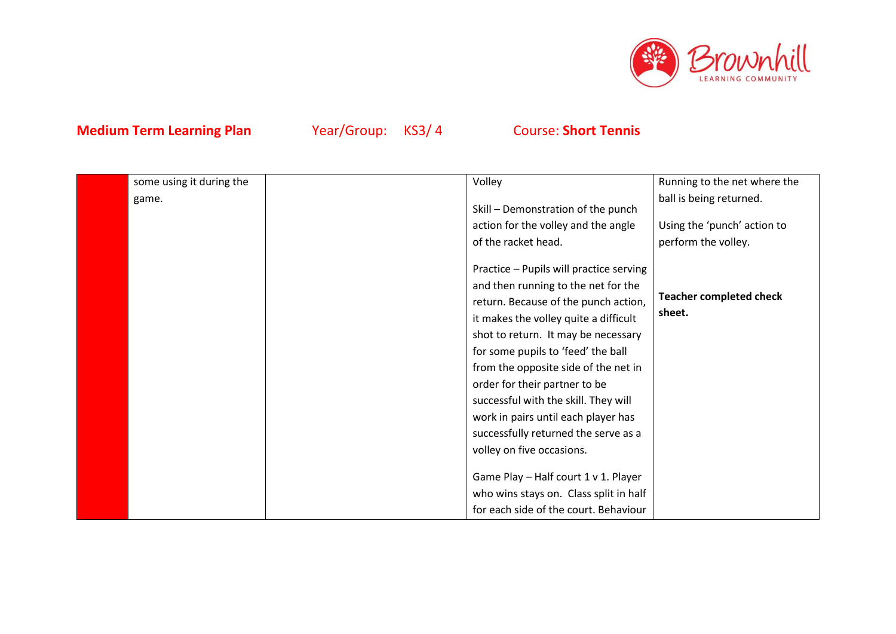**Medium Term Learning Plan** Year/Group: KS3/ 4 Course: **Short Tennis**

| | | | | |
|---|---|---|---|---|
| | some using it during the game. | | Volley<br><br>Skill – Demonstration of the punch action for the volley and the angle of the racket head.<br><br>Practice – Pupils will practice serving and then running to the net for the return. Because of the punch action, it makes the volley quite a difficult shot to return. It may be necessary for some pupils to 'feed' the ball from the opposite side of the net in order for their partner to be successful with the skill. They will work in pairs until each player has successfully returned the serve as a volley on five occasions.<br><br>Game Play – Half court 1 v 1. Player who wins stays on. Class split in half for each side of the court. Behaviour | Running to the net where the ball is being returned.<br><br>Using the 'punch' action to perform the volley.<br><br>**Teacher completed check sheet.** |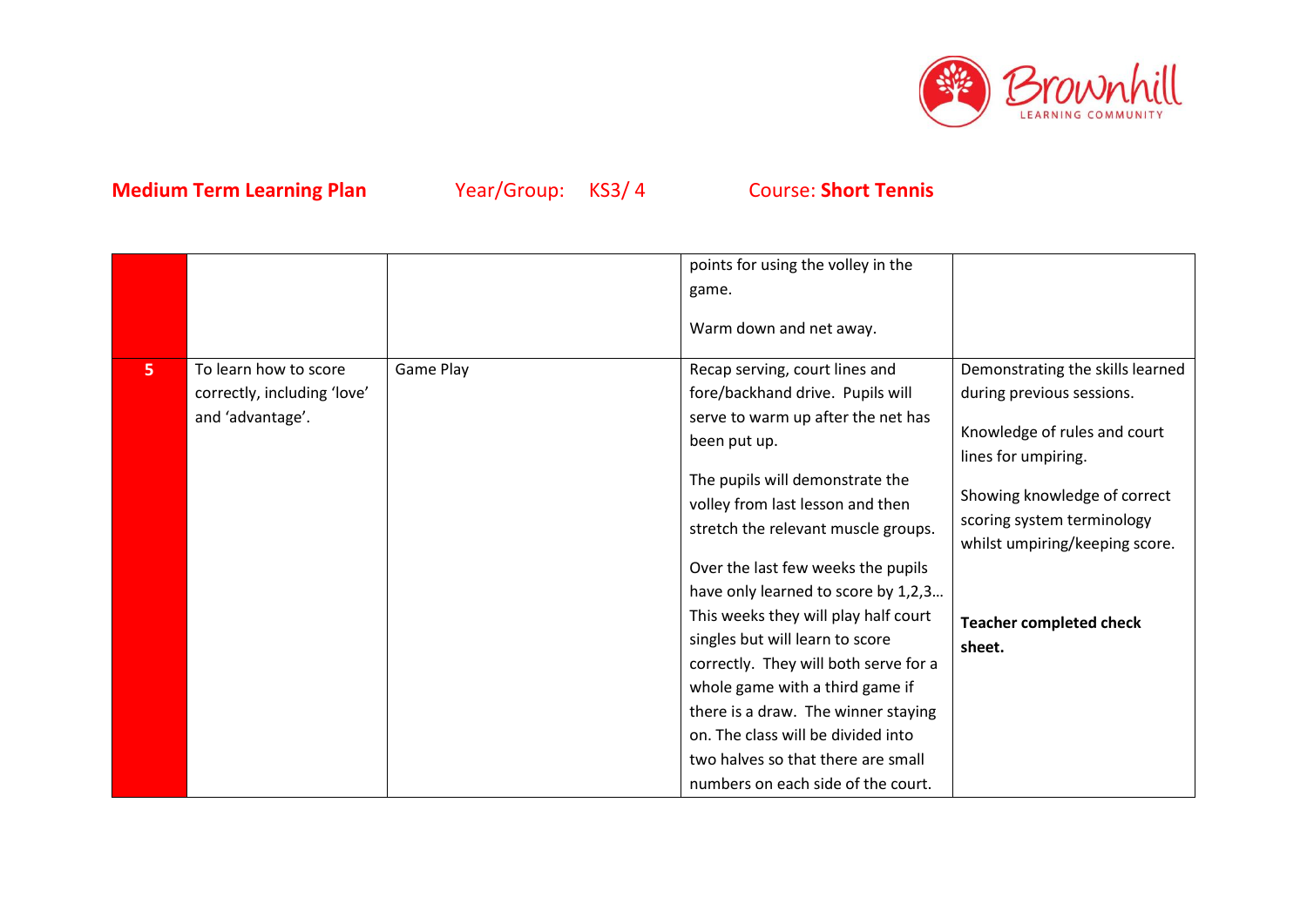**Medium Term Learning Plan** Year/Group: KS3/ 4 Course: **Short Tennis**

| | | | | |
|---|---|---|---|---|
| | | | points for using the volley in the game.<br><br>Warm down and net away. | |
| **5** | To learn how to score correctly, including 'love' and 'advantage'. | Game Play | Recap serving, court lines and fore/backhand drive. Pupils will serve to warm up after the net has been put up.<br><br>The pupils will demonstrate the volley from last lesson and then stretch the relevant muscle groups.<br><br>Over the last few weeks the pupils have only learned to score by 1,2,3… This weeks they will play half court singles but will learn to score correctly. They will both serve for a whole game with a third game if there is a draw. The winner staying on. The class will be divided into two halves so that there are small numbers on each side of the court. | Demonstrating the skills learned during previous sessions.<br><br>Knowledge of rules and court lines for umpiring.<br><br>Showing knowledge of correct scoring system terminology whilst umpiring/keeping score.<br><br>**Teacher completed check sheet.** |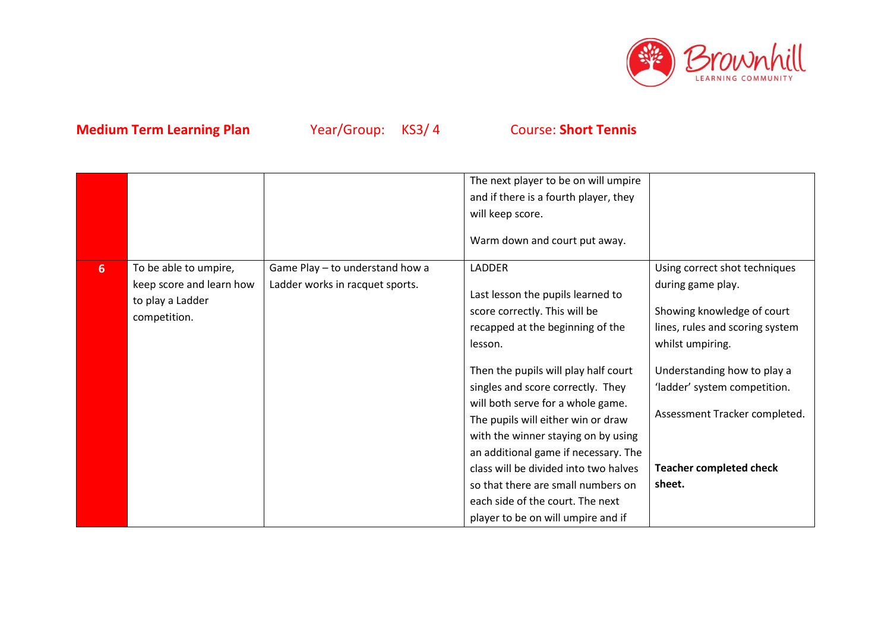**Medium Term Learning Plan** Year/Group: KS3/ 4 Course: **Short Tennis**

| | | | | |
|---|---|---|---|---|
| | | | The next player to be on will umpire and if there is a fourth player, they will keep score.<br><br>Warm down and court put away. | |
| 6 | To be able to umpire, keep score and learn how to play a Ladder competition. | Game Play – to understand how a Ladder works in racquet sports. | LADDER<br><br>Last lesson the pupils learned to score correctly. This will be recapped at the beginning of the lesson.<br><br>Then the pupils will play half court singles and score correctly. They will both serve for a whole game. The pupils will either win or draw with the winner staying on by using an additional game if necessary. The class will be divided into two halves so that there are small numbers on each side of the court. The next player to be on will umpire and if | Using correct shot techniques during game play.<br><br>Showing knowledge of court lines, rules and scoring system whilst umpiring.<br><br>Understanding how to play a 'ladder' system competition.<br><br>Assessment Tracker completed.<br><br>**Teacher completed check sheet.** |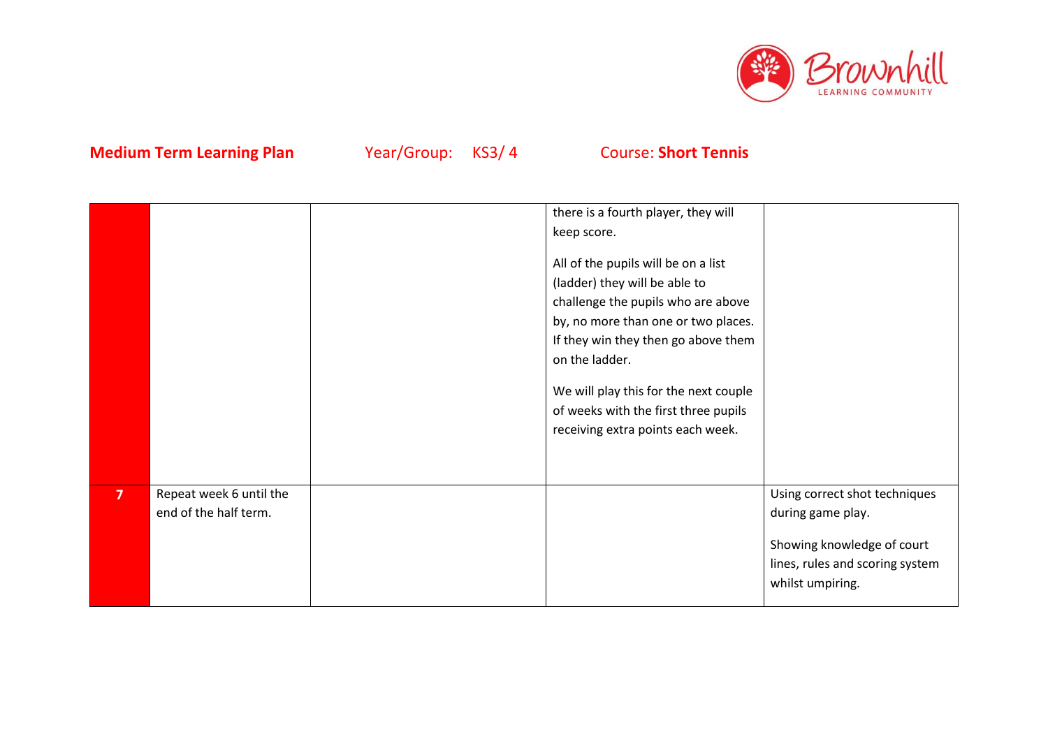**Medium Term Learning Plan** Year/Group: KS3/ 4 Course: **Short Tennis**

| | | | | |
|---|---|---|---|---|
| | | | there is a fourth player, they will keep score.<br><br>All of the pupils will be on a list (ladder) they will be able to challenge the pupils who are above by, no more than one or two places. If they win they then go above them on the ladder.<br><br>We will play this for the next couple of weeks with the first three pupils receiving extra points each week. | |
| **7** | Repeat week 6 until the end of the half term. | | | Using correct shot techniques during game play.<br><br>Showing knowledge of court lines, rules and scoring system whilst umpiring. |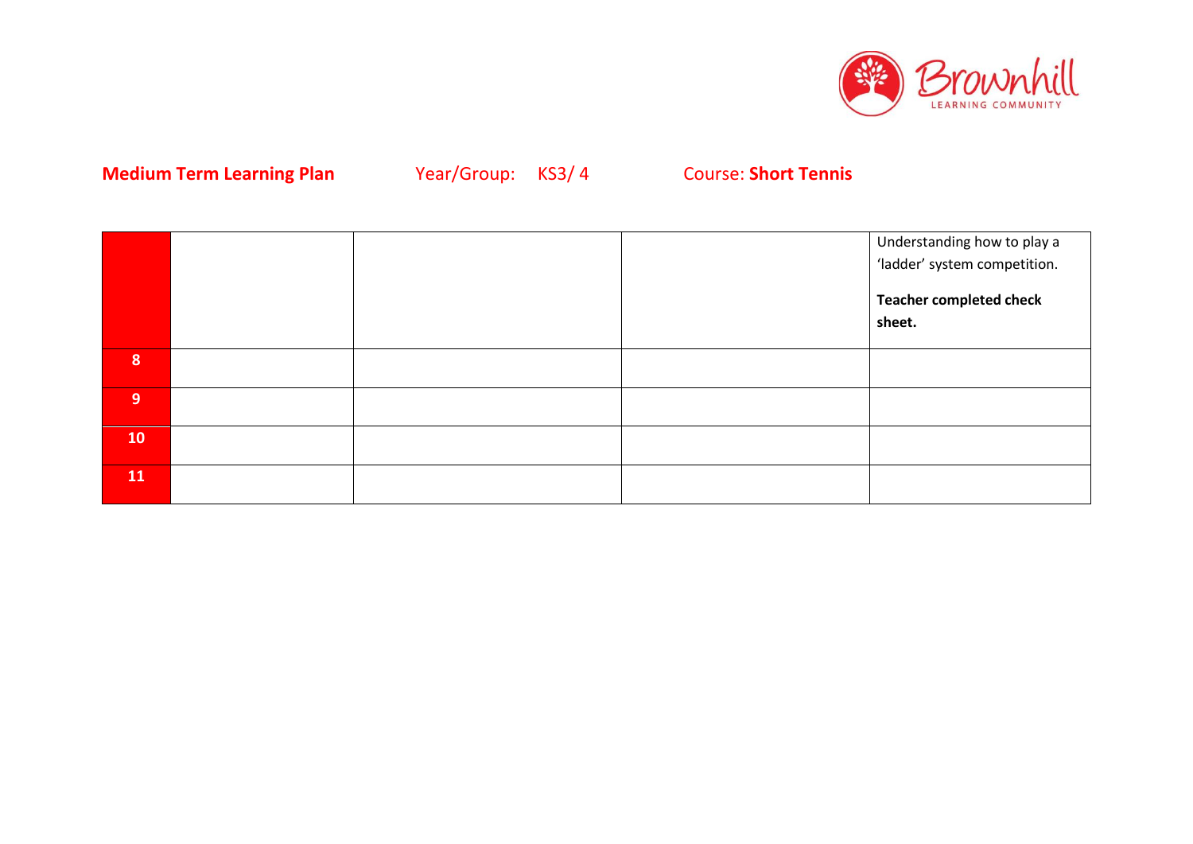**Medium Term Learning Plan** Year/Group: KS3/ 4 Course: **Short Tennis**

| | | | | |
|---|---|---|---|---|
| | | | | Understanding how to play a 'ladder' system competition.<br><br>**Teacher completed check sheet.** |
| **8** | | | | |
| **9** | | | | |
| **10** | | | | |
| **11** | | | | |